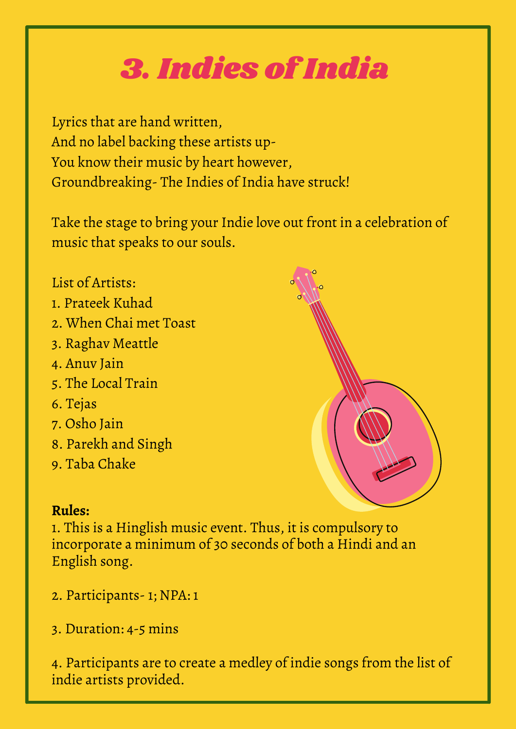# 3. Indies of India

Lyrics that are hand written,
And no label backing these artists up-
You know their music by heart however,
Groundbreaking- The Indies of India have struck!

Take the stage to bring your Indie love out front in a celebration of music that speaks to our souls.

List of Artists:

1. Prateek Kuhad
2. When Chai met Toast
3. Raghav Meattle
4. Anuv Jain
5. The Local Train
6. Tejas
7. Osho Jain
8. Parekh and Singh
9. Taba Chake

**Rules:**

1. This is a Hinglish music event. Thus, it is compulsory to incorporate a minimum of 30 seconds of both a Hindi and an English song.

2. Participants- 1; NPA: 1

3. Duration: 4-5 mins

4. Participants are to create a medley of indie songs from the list of indie artists provided.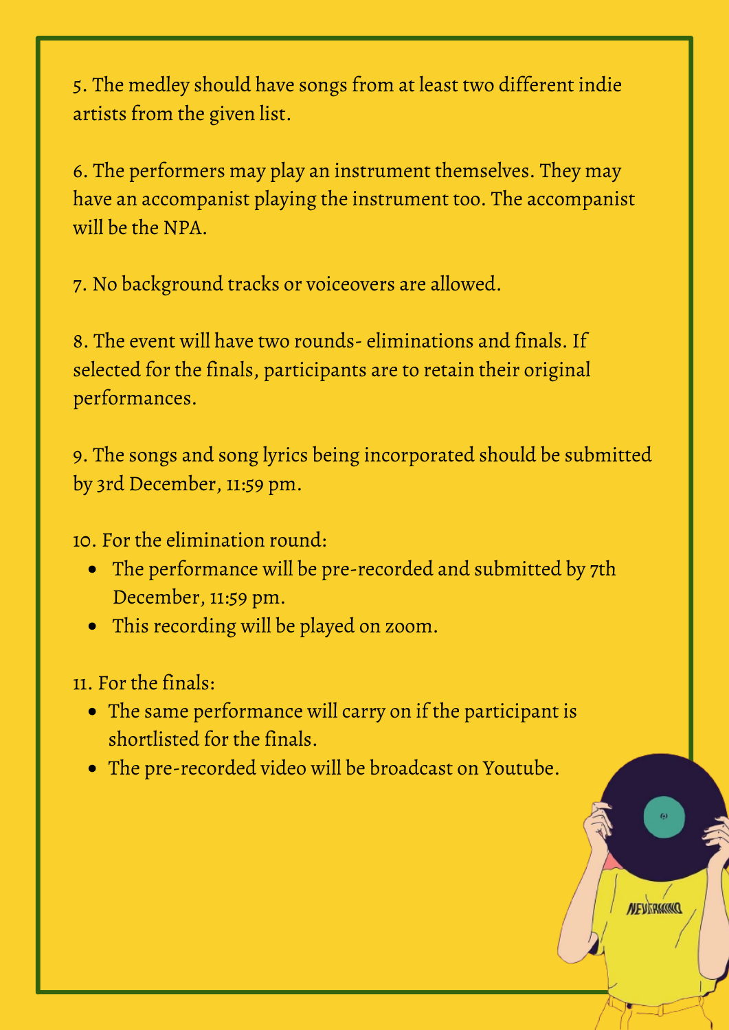5. The medley should have songs from at least two different indie artists from the given list.

6. The performers may play an instrument themselves. They may have an accompanist playing the instrument too. The accompanist will be the NPA.

7. No background tracks or voiceovers are allowed.

8. The event will have two rounds- eliminations and finals. If selected for the finals, participants are to retain their original performances.

9. The songs and song lyrics being incorporated should be submitted by 3rd December, 11:59 pm.

10. For the elimination round:

- The performance will be pre-recorded and submitted by 7th December, 11:59 pm.
- This recording will be played on zoom.

11. For the finals:

- The same performance will carry on if the participant is shortlisted for the finals.
- The pre-recorded video will be broadcast on Youtube.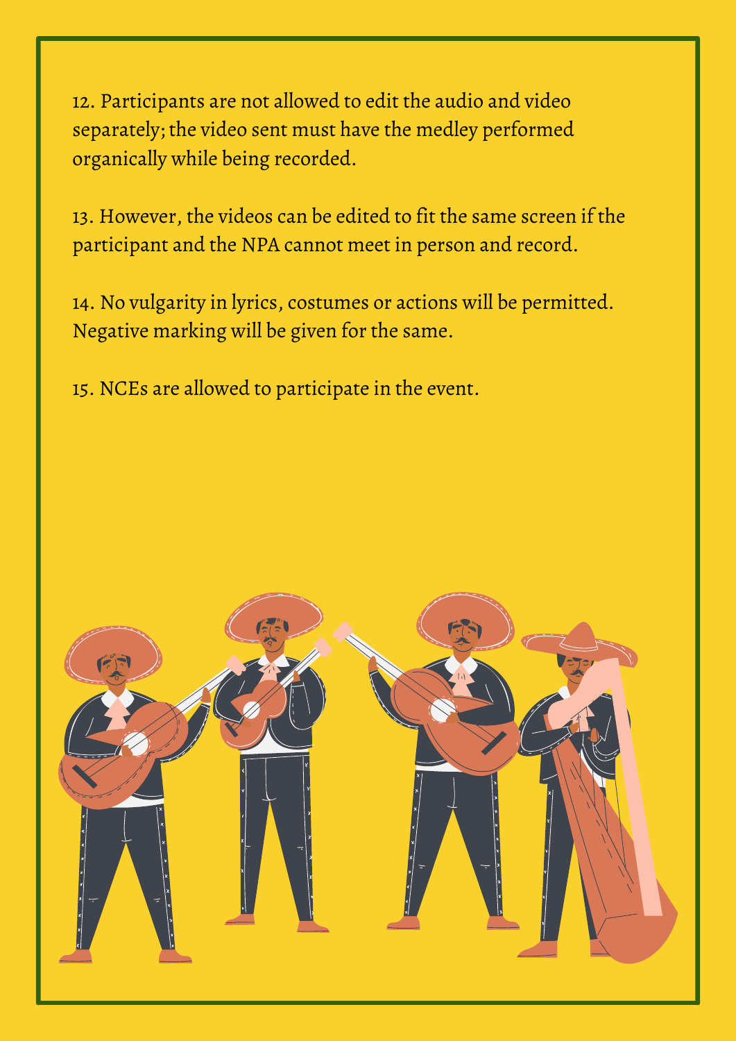12. Participants are not allowed to edit the audio and video separately; the video sent must have the medley performed organically while being recorded.

13. However, the videos can be edited to fit the same screen if the participant and the NPA cannot meet in person and record.

14. No vulgarity in lyrics, costumes or actions will be permitted. Negative marking will be given for the same.

15. NCEs are allowed to participate in the event.